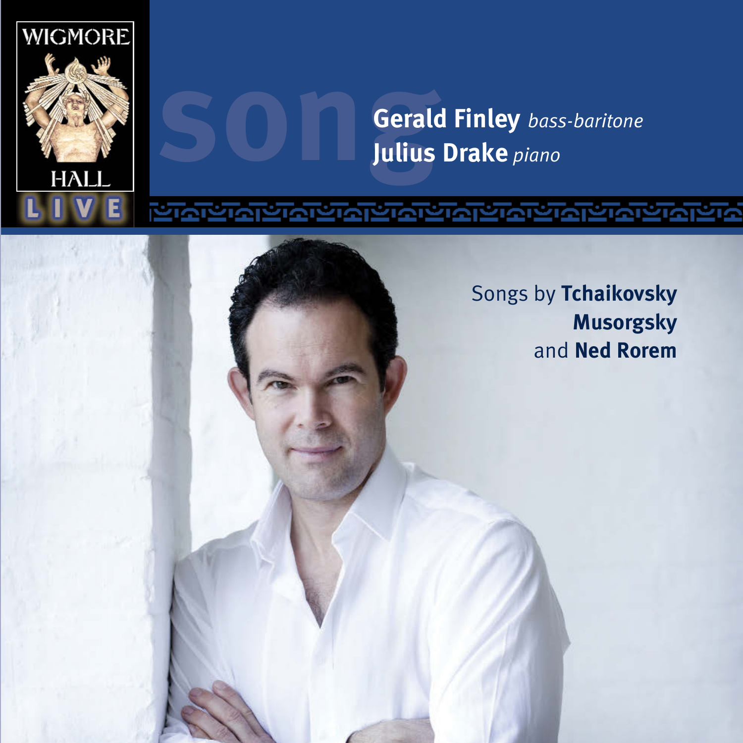WIGMORE HALL LIVE

# song

**Gerald Finley** *bass-baritone*
**Julius Drake** *piano*

Songs by **Tchaikovsky**
**Musorgsky**
and **Ned Rorem**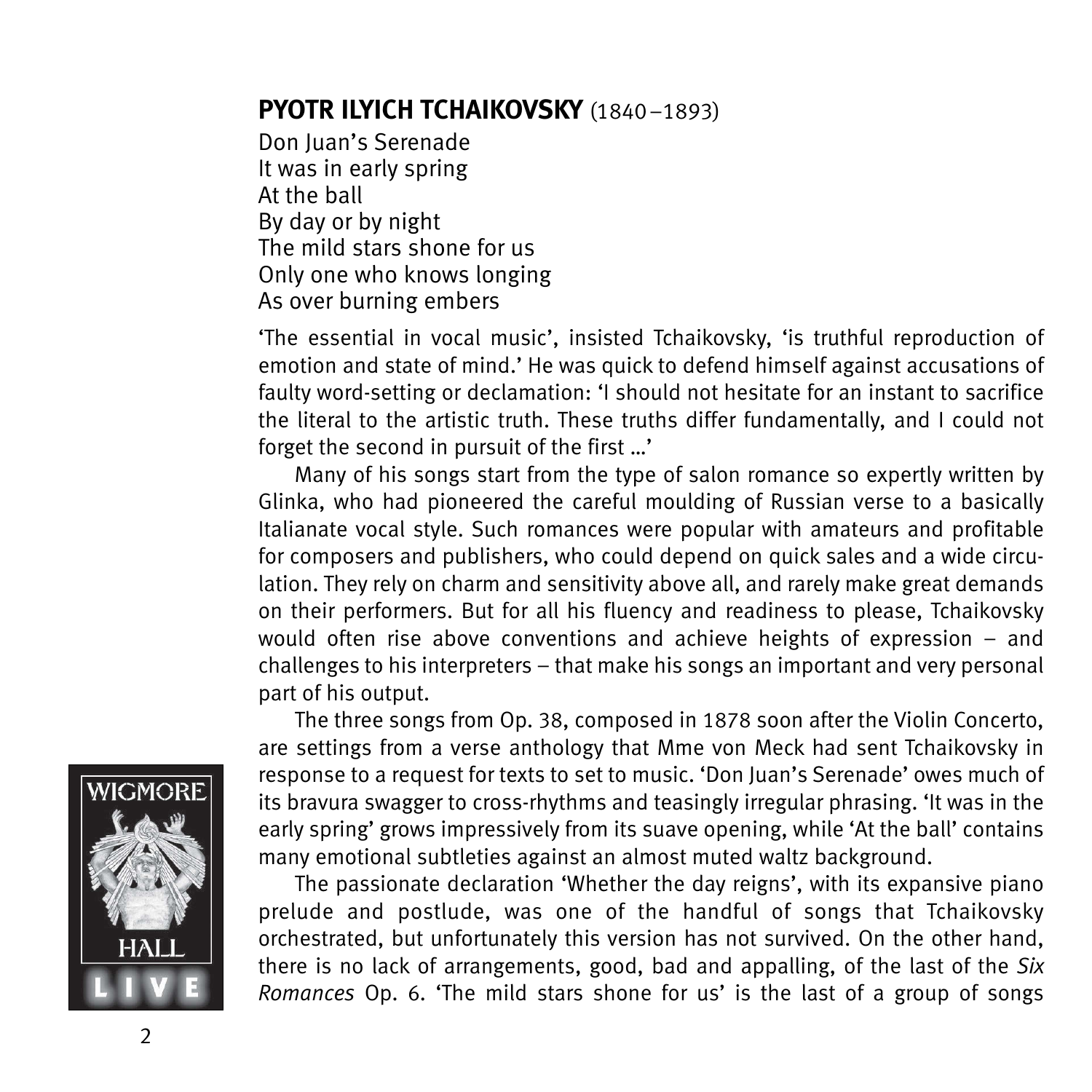## **PYOTR ILYICH TCHAIKOVSKY** (1840–1893)

Don Juan's Serenade
It was in early spring
At the ball
By day or by night
The mild stars shone for us
Only one who knows longing
As over burning embers

'The essential in vocal music', insisted Tchaikovsky, 'is truthful reproduction of emotion and state of mind.' He was quick to defend himself against accusations of faulty word-setting or declamation: 'I should not hesitate for an instant to sacrifice the literal to the artistic truth. These truths differ fundamentally, and I could not forget the second in pursuit of the first …'

Many of his songs start from the type of salon romance so expertly written by Glinka, who had pioneered the careful moulding of Russian verse to a basically Italianate vocal style. Such romances were popular with amateurs and profitable for composers and publishers, who could depend on quick sales and a wide circulation. They rely on charm and sensitivity above all, and rarely make great demands on their performers. But for all his fluency and readiness to please, Tchaikovsky would often rise above conventions and achieve heights of expression – and challenges to his interpreters – that make his songs an important and very personal part of his output.

The three songs from Op. 38, composed in 1878 soon after the Violin Concerto, are settings from a verse anthology that Mme von Meck had sent Tchaikovsky in response to a request for texts to set to music. 'Don Juan's Serenade' owes much of its bravura swagger to cross-rhythms and teasingly irregular phrasing. 'It was in the early spring' grows impressively from its suave opening, while 'At the ball' contains many emotional subtleties against an almost muted waltz background.

The passionate declaration 'Whether the day reigns', with its expansive piano prelude and postlude, was one of the handful of songs that Tchaikovsky orchestrated, but unfortunately this version has not survived. On the other hand, there is no lack of arrangements, good, bad and appalling, of the last of the *Six Romances* Op. 6. 'The mild stars shone for us' is the last of a group of songs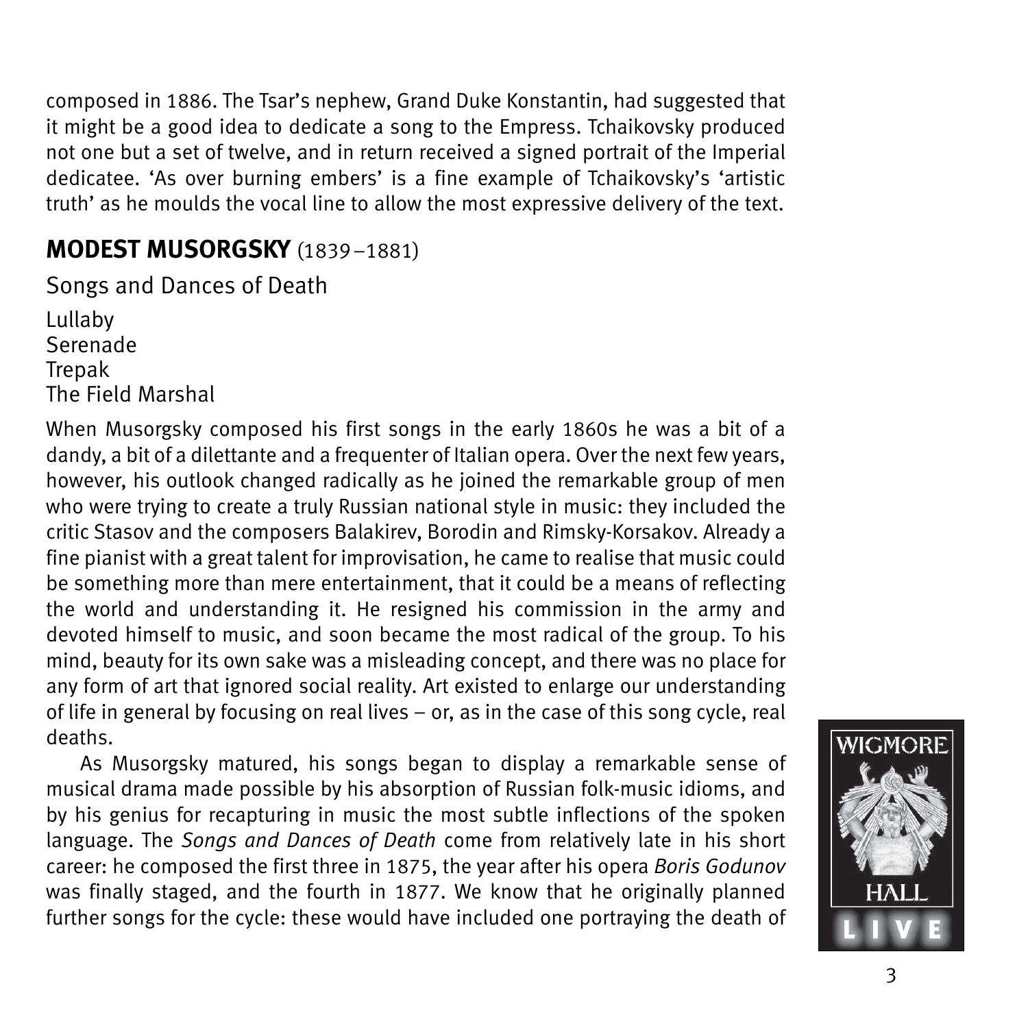composed in 1886. The Tsar's nephew, Grand Duke Konstantin, had suggested that it might be a good idea to dedicate a song to the Empress. Tchaikovsky produced not one but a set of twelve, and in return received a signed portrait of the Imperial dedicatee. 'As over burning embers' is a fine example of Tchaikovsky's 'artistic truth' as he moulds the vocal line to allow the most expressive delivery of the text.

## **MODEST MUSORGSKY** (1839–1881)

Songs and Dances of Death

Lullaby
Serenade
Trepak
The Field Marshal

When Musorgsky composed his first songs in the early 1860s he was a bit of a dandy, a bit of a dilettante and a frequenter of Italian opera. Over the next few years, however, his outlook changed radically as he joined the remarkable group of men who were trying to create a truly Russian national style in music: they included the critic Stasov and the composers Balakirev, Borodin and Rimsky-Korsakov. Already a fine pianist with a great talent for improvisation, he came to realise that music could be something more than mere entertainment, that it could be a means of reflecting the world and understanding it. He resigned his commission in the army and devoted himself to music, and soon became the most radical of the group. To his mind, beauty for its own sake was a misleading concept, and there was no place for any form of art that ignored social reality. Art existed to enlarge our understanding of life in general by focusing on real lives – or, as in the case of this song cycle, real deaths.

As Musorgsky matured, his songs began to display a remarkable sense of musical drama made possible by his absorption of Russian folk-music idioms, and by his genius for recapturing in music the most subtle inflections of the spoken language. The *Songs and Dances of Death* come from relatively late in his short career: he composed the first three in 1875, the year after his opera *Boris Godunov* was finally staged, and the fourth in 1877. We know that he originally planned further songs for the cycle: these would have included one portraying the death of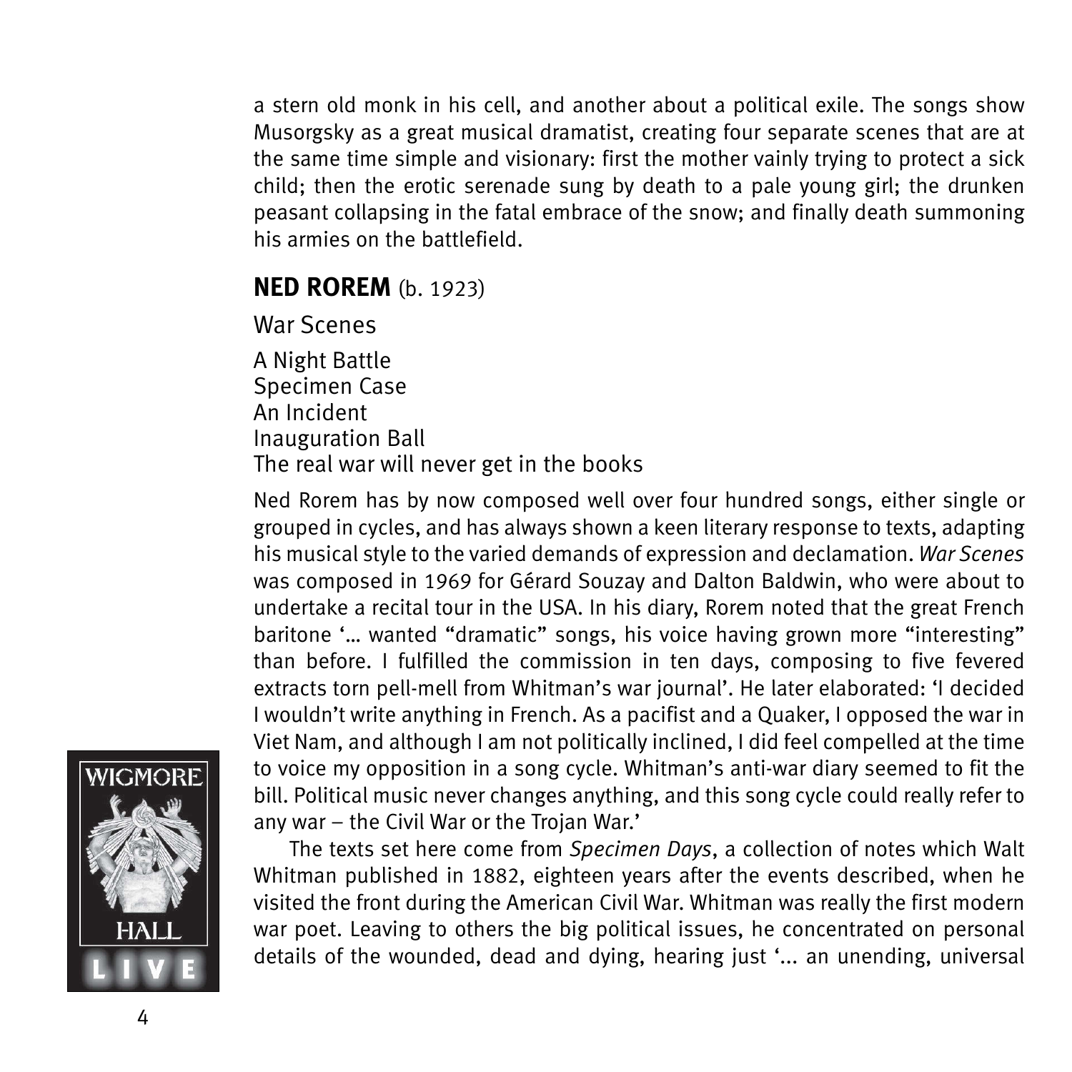a stern old monk in his cell, and another about a political exile. The songs show Musorgsky as a great musical dramatist, creating four separate scenes that are at the same time simple and visionary: first the mother vainly trying to protect a sick child; then the erotic serenade sung by death to a pale young girl; the drunken peasant collapsing in the fatal embrace of the snow; and finally death summoning his armies on the battlefield.

## **NED ROREM** (b. 1923)

War Scenes

A Night Battle
Specimen Case
An Incident
Inauguration Ball
The real war will never get in the books

Ned Rorem has by now composed well over four hundred songs, either single or grouped in cycles, and has always shown a keen literary response to texts, adapting his musical style to the varied demands of expression and declamation. *War Scenes* was composed in 1969 for Gérard Souzay and Dalton Baldwin, who were about to undertake a recital tour in the USA. In his diary, Rorem noted that the great French baritone '… wanted "dramatic" songs, his voice having grown more "interesting" than before. I fulfilled the commission in ten days, composing to five fevered extracts torn pell-mell from Whitman's war journal'. He later elaborated: 'I decided I wouldn't write anything in French. As a pacifist and a Quaker, I opposed the war in Viet Nam, and although I am not politically inclined, I did feel compelled at the time to voice my opposition in a song cycle. Whitman's anti-war diary seemed to fit the bill. Political music never changes anything, and this song cycle could really refer to any war – the Civil War or the Trojan War.'

The texts set here come from *Specimen Days*, a collection of notes which Walt Whitman published in 1882, eighteen years after the events described, when he visited the front during the American Civil War. Whitman was really the first modern war poet. Leaving to others the big political issues, he concentrated on personal details of the wounded, dead and dying, hearing just '… an unending, universal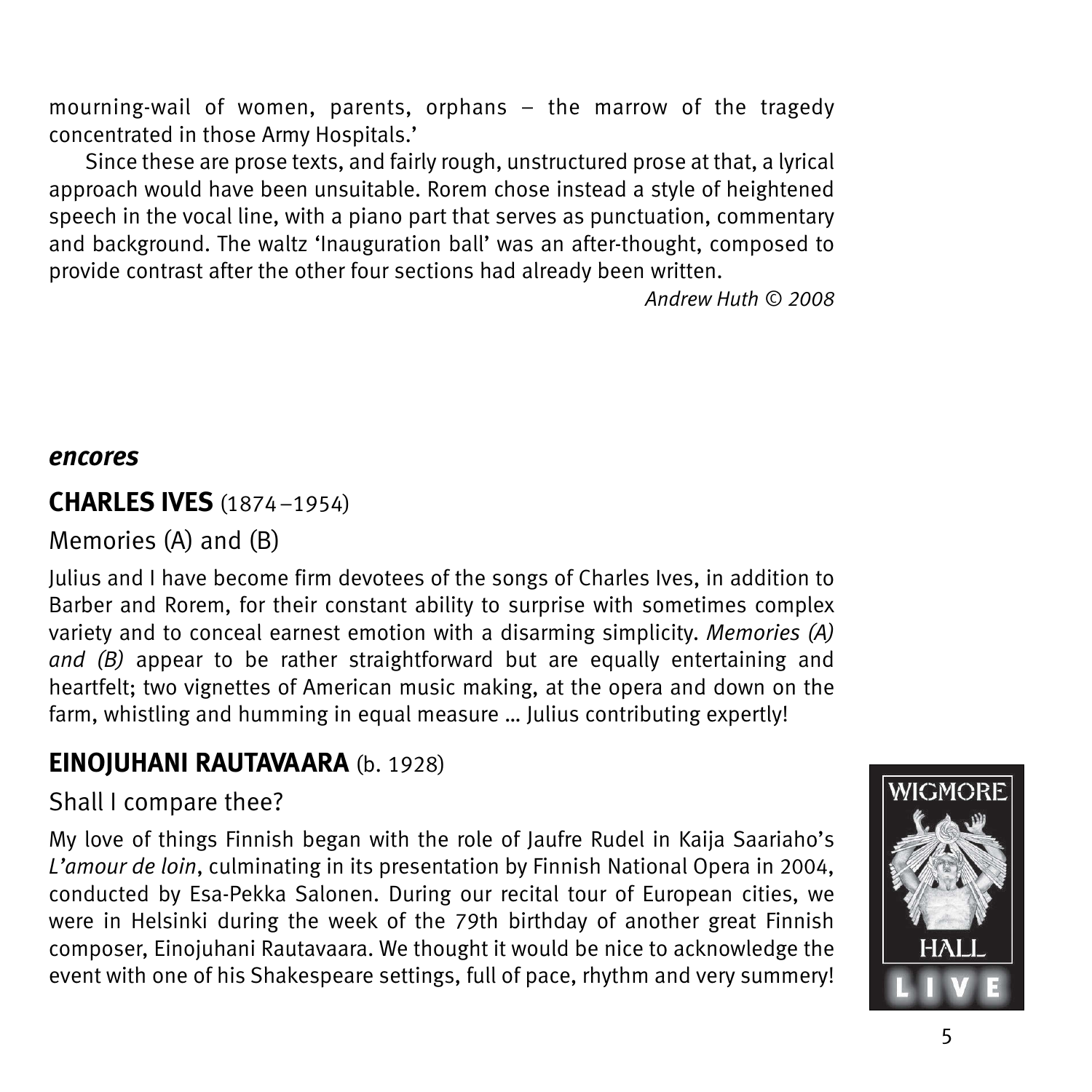mourning-wail of women, parents, orphans – the marrow of the tragedy concentrated in those Army Hospitals.'

Since these are prose texts, and fairly rough, unstructured prose at that, a lyrical approach would have been unsuitable. Rorem chose instead a style of heightened speech in the vocal line, with a piano part that serves as punctuation, commentary and background. The waltz 'Inauguration ball' was an after-thought, composed to provide contrast after the other four sections had already been written.

*Andrew Huth © 2008*

## *encores*

### **CHARLES IVES** (1874 –1954)

Memories (A) and (B)

Julius and I have become firm devotees of the songs of Charles Ives, in addition to Barber and Rorem, for their constant ability to surprise with sometimes complex variety and to conceal earnest emotion with a disarming simplicity. *Memories (A) and (B)* appear to be rather straightforward but are equally entertaining and heartfelt; two vignettes of American music making, at the opera and down on the farm, whistling and humming in equal measure … Julius contributing expertly!

### **EINOJUHANI RAUTAVAARA** (b. 1928)

Shall I compare thee?

My love of things Finnish began with the role of Jaufre Rudel in Kaija Saariaho's *L'amour de loin*, culminating in its presentation by Finnish National Opera in 2004, conducted by Esa-Pekka Salonen. During our recital tour of European cities, we were in Helsinki during the week of the 79th birthday of another great Finnish composer, Einojuhani Rautavaara. We thought it would be nice to acknowledge the event with one of his Shakespeare settings, full of pace, rhythm and very summery!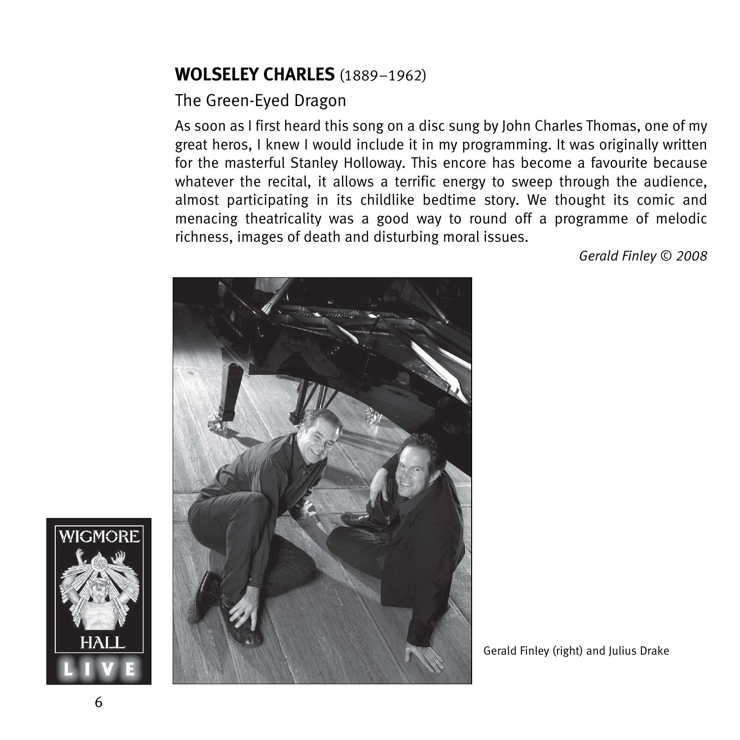## **WOLSELEY CHARLES** (1889–1962)

The Green-Eyed Dragon

As soon as I first heard this song on a disc sung by John Charles Thomas, one of my great heros, I knew I would include it in my programming. It was originally written for the masterful Stanley Holloway. This encore has become a favourite because whatever the recital, it allows a terrific energy to sweep through the audience, almost participating in its childlike bedtime story. We thought its comic and menacing theatricality was a good way to round off a programme of melodic richness, images of death and disturbing moral issues.

*Gerald Finley © 2008*

Gerald Finley (right) and Julius Drake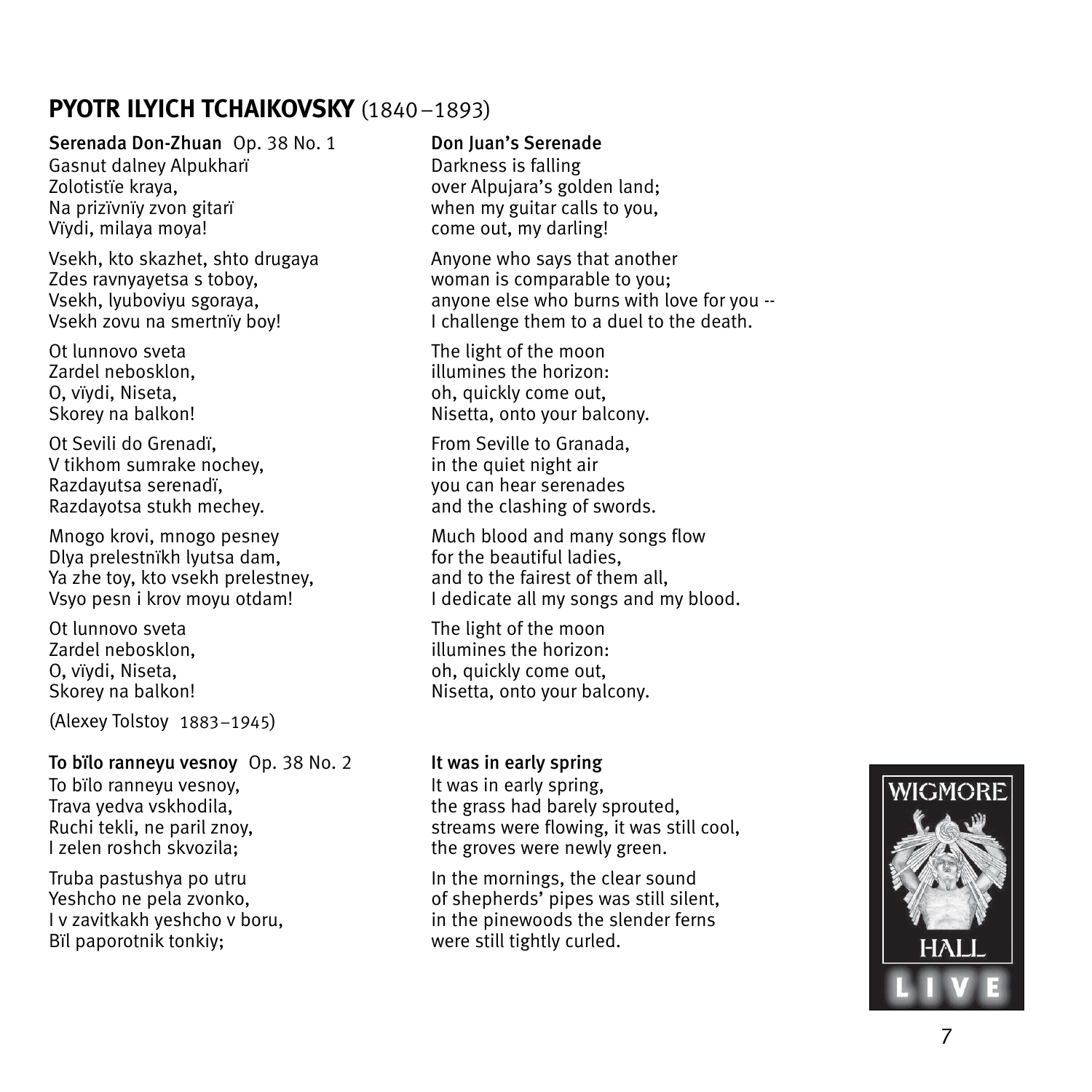## PYOTR ILYICH TCHAIKOVSKY (1840–1893)

**Serenada Don-Zhuan** Op. 38 No. 1
Gasnut dalney Alpukharï
Zolotistïe kraya,
Na prizïvnïy zvon gitarï
Vïydi, milaya moya!

Vsekh, kto skazhet, shto drugaya
Zdes ravnyayetsa s toboy,
Vsekh, lyuboviyu sgoraya,
Vsekh zovu na smertnïy boy!

Ot lunnovo sveta
Zardel nebosklon,
O, vïydi, Niseta,
Skorey na balkon!

Ot Sevili do Grenadï,
V tikhom sumrake nochey,
Razdayutsa serenadï,
Razdayotsa stukh mechey.

Mnogo krovi, mnogo pesney
Dlya prelestnïkh lyutsa dam,
Ya zhe toy, kto vsekh prelestney,
Vsyo pesn i krov moyu otdam!

Ot lunnovo sveta
Zardel nebosklon,
O, vïydi, Niseta,
Skorey na balkon!

(Alexey Tolstoy 1883–1945)

**Don Juan's Serenade**
Darkness is falling
over Alpujara's golden land;
when my guitar calls to you,
come out, my darling!

Anyone who says that another
woman is comparable to you;
anyone else who burns with love for you --
I challenge them to a duel to the death.

The light of the moon
illumines the horizon:
oh, quickly come out,
Nisetta, onto your balcony.

From Seville to Granada,
in the quiet night air
you can hear serenades
and the clashing of swords.

Much blood and many songs flow
for the beautiful ladies,
and to the fairest of them all,
I dedicate all my songs and my blood.

The light of the moon
illumines the horizon:
oh, quickly come out,
Nisetta, onto your balcony.

**To bïlo ranneyu vesnoy** Op. 38 No. 2
To bïlo ranneyu vesnoy,
Trava yedva vskhodila,
Ruchi tekli, ne paril znoy,
I zelen roshch skvozila;

Truba pastushya po utru
Yeshcho ne pela zvonko,
I v zavitkakh yeshcho v boru,
Bïl paporotnik tonkiy;

**It was in early spring**
It was in early spring,
the grass had barely sprouted,
streams were flowing, it was still cool,
the groves were newly green.

In the mornings, the clear sound
of shepherds' pipes was still silent,
in the pinewoods the slender ferns
were still tightly curled.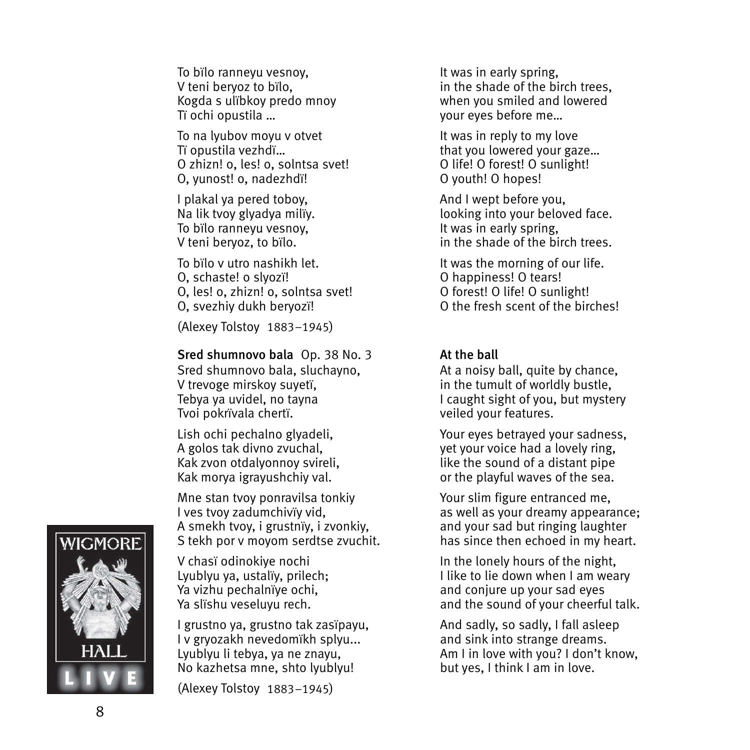To bïlo ranneyu vesnoy,
V teni beryoz to bïlo,
Kogda s ulïbkoy predo mnoy
Tï ochi opustila …

To na lyubov moyu v otvet
Tï opustila vezhdï…
O zhizn! o, les! o, solntsa svet!
O, yunost! o, nadezhdï!

I plakal ya pered toboy,
Na lik tvoy glyadya milïy.
To bïlo ranneyu vesnoy,
V teni beryoz, to bïlo.

To bïlo v utro nashikh let.
O, schaste! o slyozï!
O, les! o, zhizn! o, solntsa svet!
O, svezhiy dukh beryozï!

(Alexey Tolstoy 1883–1945)

It was in early spring,
in the shade of the birch trees,
when you smiled and lowered
your eyes before me…

It was in reply to my love
that you lowered your gaze…
O life! O forest! O sunlight!
O youth! O hopes!

And I wept before you,
looking into your beloved face.
It was in early spring,
in the shade of the birch trees.

It was the morning of our life.
O happiness! O tears!
O forest! O life! O sunlight!
O the fresh scent of the birches!

**Sred shumnovo bala** Op. 38 No. 3

Sred shumnovo bala, sluchayno,
V trevoge mirskoy suyetï,
Tebya ya uvidel, no tayna
Tvoi pokrïvala chertï.

Lish ochi pechalno glyadeli,
A golos tak divno zvuchal,
Kak zvon otdalyonnoy svireli,
Kak morya igrayushchiy val.

Mne stan tvoy ponravilsa tonkiy
I ves tvoy zadumchivïy vid,
A smekh tvoy, i grustnïy, i zvonkiy,
S tekh por v moyom serdtse zvuchit.

V chasï odinokiye nochi
Lyublyu ya, ustalïy, prilech;
Ya vizhu pechalnïye ochi,
Ya slïshu veseluyu rech.

I grustno ya, grustno tak zasïpayu,
I v gryozakh nevedomïkh splyu...
Lyublyu li tebya, ya ne znayu,
No kazhetsa mne, shto lyublyu!

(Alexey Tolstoy 1883–1945)

**At the ball**

At a noisy ball, quite by chance,
in the tumult of worldly bustle,
I caught sight of you, but mystery
veiled your features.

Your eyes betrayed your sadness,
yet your voice had a lovely ring,
like the sound of a distant pipe
or the playful waves of the sea.

Your slim figure entranced me,
as well as your dreamy appearance;
and your sad but ringing laughter
has since then echoed in my heart.

In the lonely hours of the night,
I like to lie down when I am weary
and conjure up your sad eyes
and the sound of your cheerful talk.

And sadly, so sadly, I fall asleep
and sink into strange dreams.
Am I in love with you? I don't know,
but yes, I think I am in love.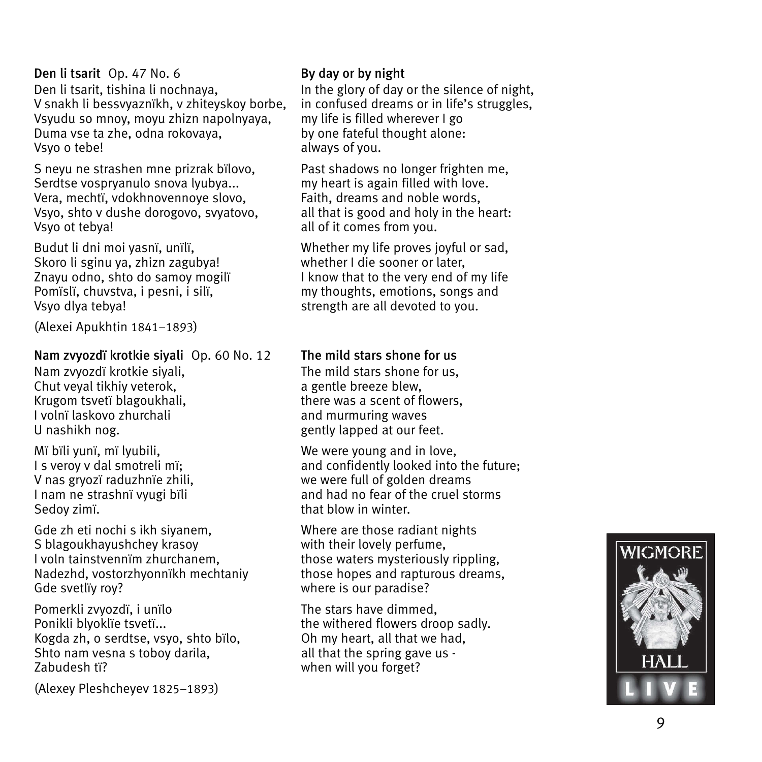**Den li tsarit** Op. 47 No. 6

Den li tsarit, tishina li nochnaya,
V snakh li bessvyaznïkh, v zhiteyskoy borbe,
Vsyudu so mnoy, moyu zhizn napolnyaya,
Duma vse ta zhe, odna rokovaya,
Vsyo o tebe!

S neyu ne strashen mne prizrak bïlovo,
Serdtse vospryanulo snova lyubya...
Vera, mechtï, vdokhnovennoye slovo,
Vsyo, shto v dushe dorogovo, svyatovo,
Vsyo ot tebya!

Budut li dni moi yasnï, unïlï,
Skoro li sginu ya, zhizn zagubya!
Znayu odno, shto do samoy mogilï
Pomïslï, chuvstva, i pesni, i silï,
Vsyo dlya tebya!

(Alexei Apukhtin 1841–1893)

**By day or by night**

In the glory of day or the silence of night,
in confused dreams or in life's struggles,
my life is filled wherever I go
by one fateful thought alone:
always of you.

Past shadows no longer frighten me,
my heart is again filled with love.
Faith, dreams and noble words,
all that is good and holy in the heart:
all of it comes from you.

Whether my life proves joyful or sad,
whether I die sooner or later,
I know that to the very end of my life
my thoughts, emotions, songs and
strength are all devoted to you.

**Nam zvyozdï krotkie siyali** Op. 60 No. 12

Nam zvyozdï krotkie siyali,
Chut veyal tikhiy veterok,
Krugom tsvetï blagoukhali,
I volnï laskovo zhurchali
U nashikh nog.

Mï bïli yunï, mï lyubili,
I s veroy v dal smotreli mï;
V nas gryozï raduzhnïe zhili,
I nam ne strashnï vyugi bïli
Sedoy zimï.

Gde zh eti nochi s ikh siyanem,
S blagoukhayushchey krasoy
I voln tainstvennïm zhurchanem,
Nadezhd, vostorzhyonnïkh mechtaniy
Gde svetlïy roy?

Pomerkli zvyozdï, i unïlo
Ponikli blyoklïe tsvetï...
Kogda zh, o serdtse, vsyo, shto bïlo,
Shto nam vesna s toboy darila,
Zabudesh tï?

(Alexey Pleshcheyev 1825–1893)

**The mild stars shone for us**

The mild stars shone for us,
a gentle breeze blew,
there was a scent of flowers,
and murmuring waves
gently lapped at our feet.

We were young and in love,
and confidently looked into the future;
we were full of golden dreams
and had no fear of the cruel storms
that blow in winter.

Where are those radiant nights
with their lovely perfume,
those waters mysteriously rippling,
those hopes and rapturous dreams,
where is our paradise?

The stars have dimmed,
the withered flowers droop sadly.
Oh my heart, all that we had,
all that the spring gave us -
when will you forget?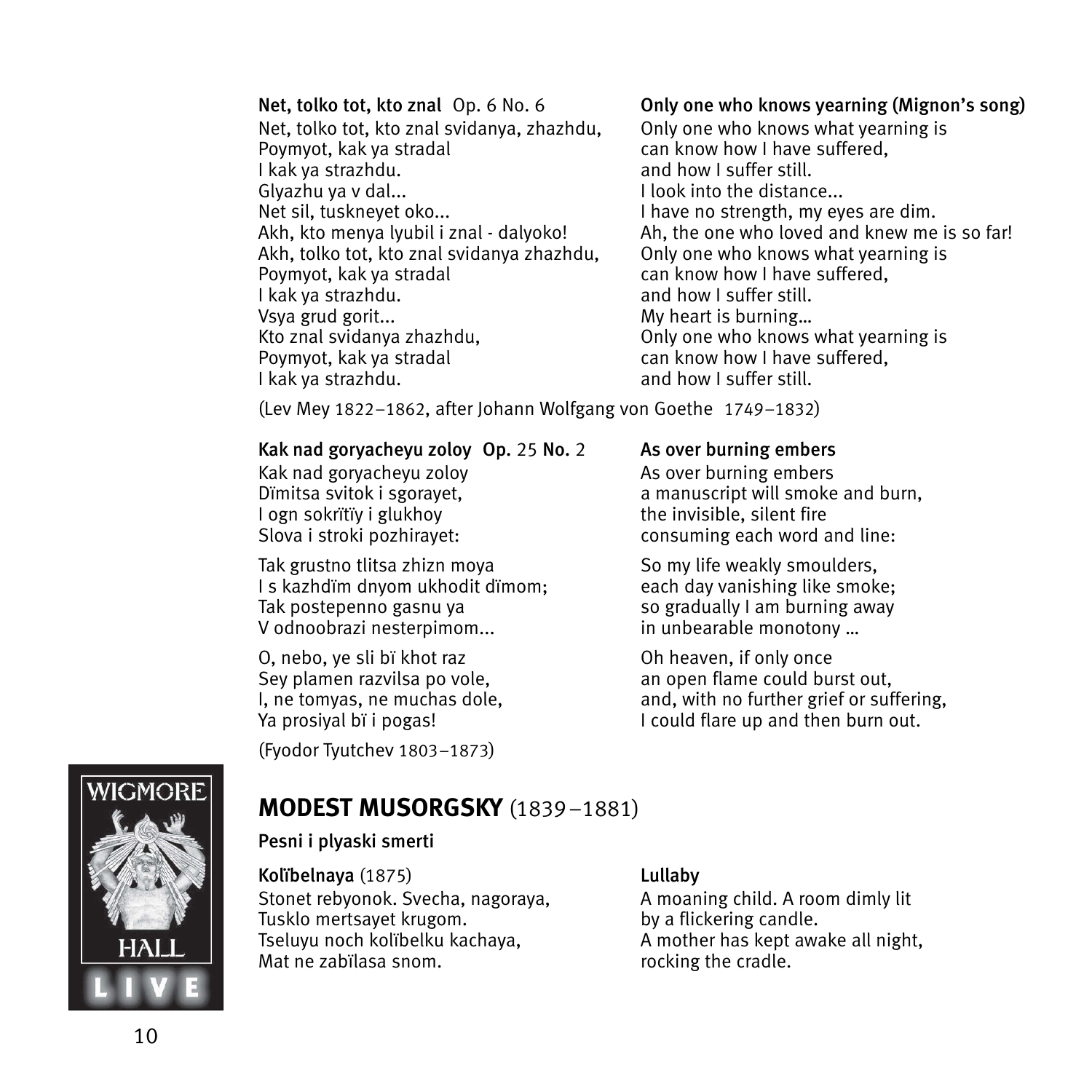**Net, tolko tot, kto znal** Op. 6 No. 6

Net, tolko tot, kto znal svidanya, zhazhdu,
Poymyot, kak ya stradal
I kak ya strazhdu.
Glyazhu ya v dal...
Net sil, tuskneyet oko...
Akh, kto menya lyubil i znal - dalyoko!
Akh, tolko tot, kto znal svidanya zhazhdu,
Poymyot, kak ya stradal
I kak ya strazhdu.
Vsya grud gorit...
Kto znal svidanya zhazhdu,
Poymyot, kak ya stradal
I kak ya strazhdu.

**Only one who knows yearning (Mignon's song)**

Only one who knows what yearning is
can know how I have suffered,
and how I suffer still.
I look into the distance...
I have no strength, my eyes are dim.
Ah, the one who loved and knew me is so far!
Only one who knows what yearning is
can know how I have suffered,
and how I suffer still.
My heart is burning...
Only one who knows what yearning is
can know how I have suffered,
and how I suffer still.

(Lev Mey 1822–1862, after Johann Wolfgang von Goethe 1749–1832)

**Kak nad goryacheyu zoloy** Op. 25 No. 2

Kak nad goryacheyu zoloy
Dïmitsa svitok i sgorayet,
I ogn sokrïtïy i glukhoy
Slova i stroki pozhirayet:

Tak grustno tlitsa zhizn moya
I s kazhdïm dnyom ukhodit dïmom;
Tak postepenno gasnu ya
V odnoobrazi nesterpimom...

O, nebo, ye sli bï khot raz
Sey plamen razvilsa po vole,
I, ne tomyas, ne muchas dole,
Ya prosiyal bï i pogas!

**As over burning embers**

As over burning embers
a manuscript will smoke and burn,
the invisible, silent fire
consuming each word and line:

So my life weakly smoulders,
each day vanishing like smoke;
so gradually I am burning away
in unbearable monotony ...

Oh heaven, if only once
an open flame could burst out,
and, with no further grief or suffering,
I could flare up and then burn out.

(Fyodor Tyutchev 1803–1873)

## MODEST MUSORGSKY (1839–1881)

**Pesni i plyaski smerti**

**Kolïbelnaya** (1875)

Stonet rebyonok. Svecha, nagoraya,
Tusklo mertsayet krugom.
Tseluyu noch kolïbelku kachaya,
Mat ne zabïlasa snom.

**Lullaby**

A moaning child. A room dimly lit
by a flickering candle.
A mother has kept awake all night,
rocking the cradle.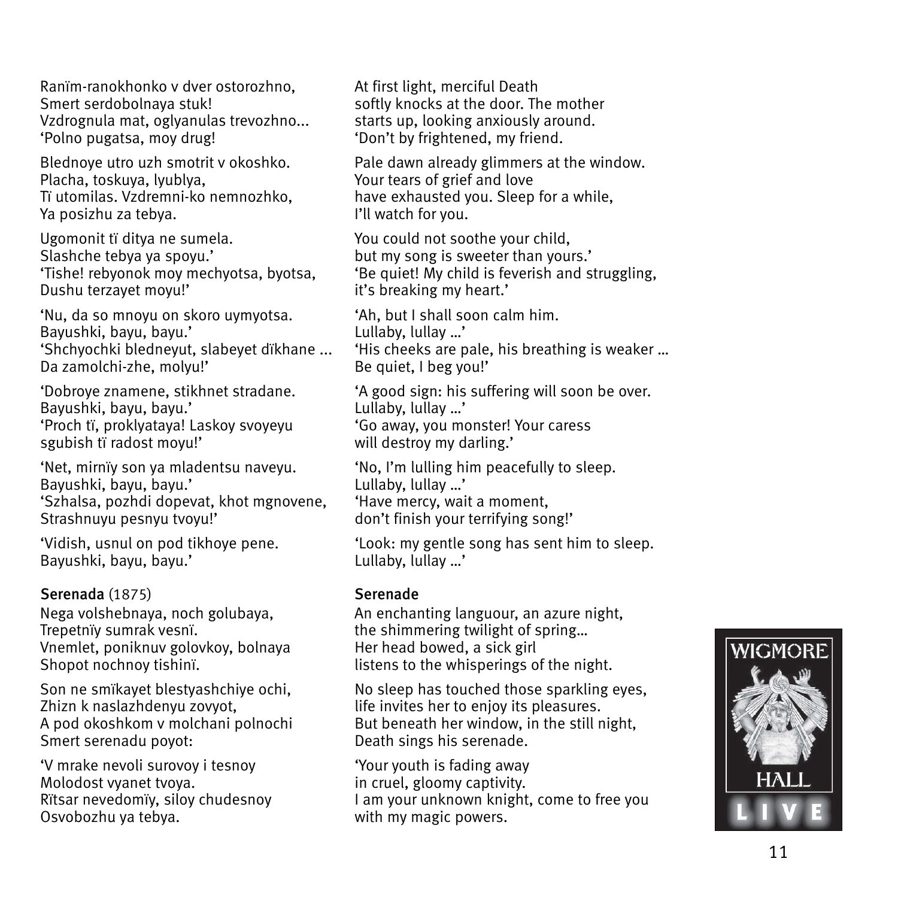Ranïm-ranokhonko v dver ostorozhno,
Smert serdobolnaya stuk!
Vzdrognula mat, oglyanulas trevozhno...
'Polno pugatsa, moy drug!

Blednoye utro uzh smotrit v okoshko.
Placha, toskuya, lyublya,
Tï utomilas. Vzdremni-ko nemnozhko,
Ya posizhu za tebya.

Ugomonit tï ditya ne sumela.
Slashche tebya ya spoyu.'
'Tishe! rebyonok moy mechyotsa, byotsa,
Dushu terzayet moyu!'

'Nu, da so mnoyu on skoro uymyotsa.
Bayushki, bayu, bayu.'
'Shchyochki bledneyut, slabeyet dïkhane ...
Da zamolchi-zhe, molyu!'

'Dobroye znamene, stikhnet stradane.
Bayushki, bayu, bayu.'
'Proch tï, proklyataya! Laskoy svoyeyu
sgubish tï radost moyu!'

'Net, mirnïy son ya mladentsu naveyu.
Bayushki, bayu, bayu.'
'Szhalsa, pozhdi dopevat, khot mgnovene,
Strashnuyu pesnyu tvoyu!'

'Vidish, usnul on pod tikhoye pene.
Bayushki, bayu, bayu.'

At first light, merciful Death
softly knocks at the door. The mother
starts up, looking anxiously around.
'Don't by frightened, my friend.

Pale dawn already glimmers at the window.
Your tears of grief and love
have exhausted you. Sleep for a while,
I'll watch for you.

You could not soothe your child,
but my song is sweeter than yours.'
'Be quiet! My child is feverish and struggling,
it's breaking my heart.'

'Ah, but I shall soon calm him.
Lullaby, lullay …'
'His cheeks are pale, his breathing is weaker …
Be quiet, I beg you!'

'A good sign: his suffering will soon be over.
Lullaby, lullay …'
'Go away, you monster! Your caress
will destroy my darling.'

'No, I'm lulling him peacefully to sleep.
Lullaby, lullay …'
'Have mercy, wait a moment,
don't finish your terrifying song!'

'Look: my gentle song has sent him to sleep.
Lullaby, lullay …'

**Serenada** (1875)

Nega volshebnaya, noch golubaya,
Trepetnïy sumrak vesnï.
Vnemlet, poniknuv golovkoy, bolnaya
Shopot nochnoy tishinï.

Son ne smïkayet blestyashchiye ochi,
Zhizn k naslazhdenyu zovyot,
A pod okoshkom v molchani polnochi
Smert serenadu poyot:

'V mrake nevoli surovoy i tesnoy
Molodost vyanet tvoya.
Rïtsar nevedomïy, siloy chudesnoy
Osvobozhu ya tebya.

**Serenade**

An enchanting languour, an azure night,
the shimmering twilight of spring…
Her head bowed, a sick girl
listens to the whisperings of the night.

No sleep has touched those sparkling eyes,
life invites her to enjoy its pleasures.
But beneath her window, in the still night,
Death sings his serenade.

'Your youth is fading away
in cruel, gloomy captivity.
I am your unknown knight, come to free you
with my magic powers.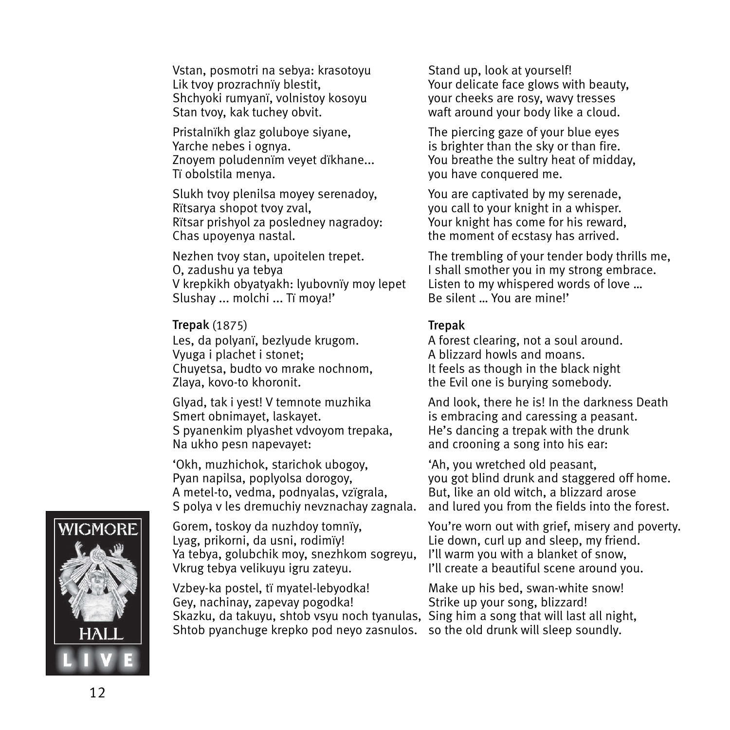Vstan, posmotri na sebya: krasotoyu
Lik tvoy prozrachnïy blestit,
Shchyoki rumyanï, volnistoy kosoyu
Stan tvoy, kak tuchey obvit.

Pristalnïkh glaz goluboye siyane,
Yarche nebes i ognya.
Znoyem poludennïm veyet dïkhane...
Tï obolstila menya.

Slukh tvoy plenilsa moyey serenadoy,
Rïtsarya shopot tvoy zval,
Rïtsar prishyol za posledney nagradoy:
Chas upoyenya nastal.

Nezhen tvoy stan, upoitelen trepet.
O, zadushu ya tebya
V krepkikh obyatyakh: lyubovnïy moy lepet
Slushay ... molchi ... Tï moya!'

Stand up, look at yourself!
Your delicate face glows with beauty,
your cheeks are rosy, wavy tresses
waft around your body like a cloud.

The piercing gaze of your blue eyes
is brighter than the sky or than fire.
You breathe the sultry heat of midday,
you have conquered me.

You are captivated by my serenade,
you call to your knight in a whisper.
Your knight has come for his reward,
the moment of ecstasy has arrived.

The trembling of your tender body thrills me,
I shall smother you in my strong embrace.
Listen to my whispered words of love …
Be silent … You are mine!'

**Trepak** (1875)

Les, da polyanï, bezlyude krugom.
Vyuga i plachet i stonet;
Chuyetsa, budto vo mrake nochnom,
Zlaya, kovo-to khoronit.

Glyad, tak i yest! V temnote muzhika
Smert obnimayet, laskayet.
S pyanenkim plyashet vdvoyom trepaka,
Na ukho pesn napevayet:

'Okh, muzhichok, starichok ubogoy,
Pyan napilsa, poplyolsa dorogoy,
A metel-to, vedma, podnyalas, vzïgrala,
S polya v les dremuchiy nevznachay zagnala.

Gorem, toskoy da nuzhdoy tomnïy,
Lyag, prikorni, da usni, rodimïy!
Ya tebya, golubchik moy, snezhkom sogreyu,
Vkrug tebya velikuyu igru zateyu.

Vzbey-ka postel, tï myatel-lebyodka!
Gey, nachinay, zapevay pogodka!
Skazku, da takuyu, shtob vsyu noch tyanulas,
Shtob pyanchuge krepko pod neyo zasnulos.

**Trepak**

A forest clearing, not a soul around.
A blizzard howls and moans.
It feels as though in the black night
the Evil one is burying somebody.

And look, there he is! In the darkness Death
is embracing and caressing a peasant.
He's dancing a trepak with the drunk
and crooning a song into his ear:

'Ah, you wretched old peasant,
you got blind drunk and staggered off home.
But, like an old witch, a blizzard arose
and lured you from the fields into the forest.

You're worn out with grief, misery and poverty.
Lie down, curl up and sleep, my friend.
I'll warm you with a blanket of snow,
I'll create a beautiful scene around you.

Make up his bed, swan-white snow!
Strike up your song, blizzard!
Sing him a song that will last all night,
so the old drunk will sleep soundly.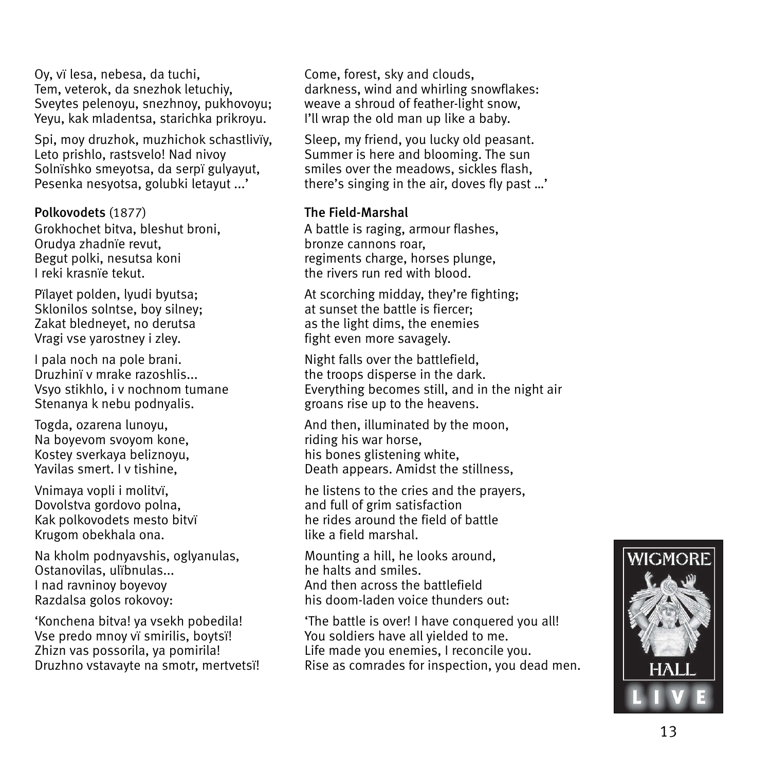Oy, vï lesa, nebesa, da tuchi,
Tem, veterok, da snezhok letuchiy,
Sveytes pelenoyu, snezhnoy, pukhovoyu;
Yeyu, kak mladentsa, starichka prikroyu.

Spi, moy druzhok, muzhichok schastlivïy,
Leto prishlo, rastsvelo! Nad nivoy
Solnïshko smeyotsa, da serpï gulyayut,
Pesenka nesyotsa, golubki letayut ...'

Come, forest, sky and clouds,
darkness, wind and whirling snowflakes:
weave a shroud of feather-light snow,
I'll wrap the old man up like a baby.

Sleep, my friend, you lucky old peasant.
Summer is here and blooming. The sun
smiles over the meadows, sickles flash,
there's singing in the air, doves fly past …'

**Polkovodets** (1877)

Grokhochet bitva, bleshut broni,
Orudya zhadnïe revut,
Begut polki, nesutsa koni
I reki krasnïe tekut.

Pïlayet polden, lyudi byutsa;
Sklonilos solntse, boy silney;
Zakat bledneyet, no derutsa
Vragi vse yarostney i zley.

I pala noch na pole brani.
Druzhinï v mrake razoshlis...
Vsyo stikhlo, i v nochnom tumane
Stenanya k nebu podnyalis.

Togda, ozarena lunoyu,
Na boyevom svoyom kone,
Kostey sverkaya beliznoyu,
Yavilas smert. I v tishine,

Vnimaya vopli i molitvï,
Dovolstva gordovo polna,
Kak polkovodets mesto bitvï
Krugom obekhala ona.

Na kholm podnyavshis, oglyanulas,
Ostanovilas, ulïbnulas...
I nad ravninoy boyevoy
Razdalsa golos rokovoy:

'Konchena bitva! ya vsekh pobedila!
Vse predo mnoy vï smirilis, boytsï!
Zhizn vas possorila, ya pomirila!
Druzhno vstavayte na smotr, mertvetsï!

**The Field-Marshal**

A battle is raging, armour flashes,
bronze cannons roar,
regiments charge, horses plunge,
the rivers run red with blood.

At scorching midday, they're fighting;
at sunset the battle is fiercer;
as the light dims, the enemies
fight even more savagely.

Night falls over the battlefield,
the troops disperse in the dark.
Everything becomes still, and in the night air
groans rise up to the heavens.

And then, illuminated by the moon,
riding his war horse,
his bones glistening white,
Death appears. Amidst the stillness,

he listens to the cries and the prayers,
and full of grim satisfaction
he rides around the field of battle
like a field marshal.

Mounting a hill, he looks around,
he halts and smiles.
And then across the battlefield
his doom-laden voice thunders out:

'The battle is over! I have conquered you all!
You soldiers have all yielded to me.
Life made you enemies, I reconcile you.
Rise as comrades for inspection, you dead men.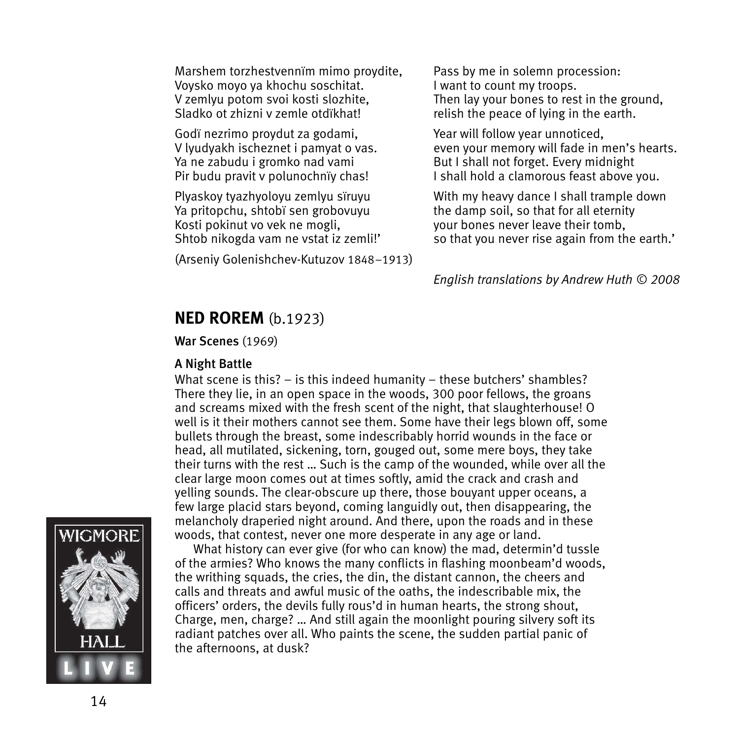Marshem torzhestvennïm mimo proydite,
Voysko moyo ya khochu soschitat.
V zemlyu potom svoi kosti slozhite,
Sladko ot zhizni v zemle otdïkhat!

Godï nezrimo proydut za godami,
V lyudyakh ischeznet i pamyat o vas.
Ya ne zabudu i gromko nad vami
Pir budu pravit v polunochnïy chas!

Plyaskoy tyazhyoloyu zemlyu sïruyu
Ya pritopchu, shtobï sen grobovuyu
Kosti pokinut vo vek ne mogli,
Shtob nikogda vam ne vstat iz zemli!'

(Arseniy Golenishchev-Kutuzov 1848–1913)

Pass by me in solemn procession:
I want to count my troops.
Then lay your bones to rest in the ground,
relish the peace of lying in the earth.

Year will follow year unnoticed,
even your memory will fade in men's hearts.
But I shall not forget. Every midnight
I shall hold a clamorous feast above you.

With my heavy dance I shall trample down
the damp soil, so that for all eternity
your bones never leave their tomb,
so that you never rise again from the earth.'

*English translations by Andrew Huth © 2008*

## **NED ROREM** (b.1923)

**War Scenes** (1969)

### A Night Battle

What scene is this? – is this indeed humanity – these butchers' shambles? There they lie, in an open space in the woods, 300 poor fellows, the groans and screams mixed with the fresh scent of the night, that slaughterhouse! O well is it their mothers cannot see them. Some have their legs blown off, some bullets through the breast, some indescribably horrid wounds in the face or head, all mutilated, sickening, torn, gouged out, some mere boys, they take their turns with the rest … Such is the camp of the wounded, while over all the clear large moon comes out at times softly, amid the crack and crash and yelling sounds. The clear-obscure up there, those bouyant upper oceans, a few large placid stars beyond, coming languidly out, then disappearing, the melancholy draperied night around. And there, upon the roads and in these woods, that contest, never one more desperate in any age or land.

What history can ever give (for who can know) the mad, determin'd tussle of the armies? Who knows the many conflicts in flashing moonbeam'd woods, the writhing squads, the cries, the din, the distant cannon, the cheers and calls and threats and awful music of the oaths, the indescribable mix, the officers' orders, the devils fully rous'd in human hearts, the strong shout, Charge, men, charge? … And still again the moonlight pouring silvery soft its radiant patches over all. Who paints the scene, the sudden partial panic of the afternoons, at dusk?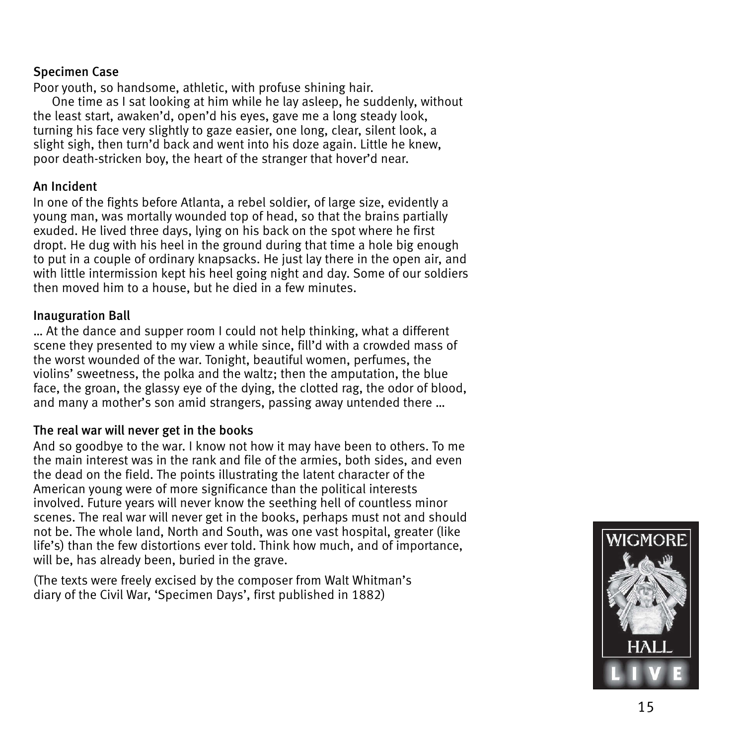### Specimen Case

Poor youth, so handsome, athletic, with profuse shining hair.

One time as I sat looking at him while he lay asleep, he suddenly, without the least start, awaken'd, open'd his eyes, gave me a long steady look, turning his face very slightly to gaze easier, one long, clear, silent look, a slight sigh, then turn'd back and went into his doze again. Little he knew, poor death-stricken boy, the heart of the stranger that hover'd near.

### An Incident

In one of the fights before Atlanta, a rebel soldier, of large size, evidently a young man, was mortally wounded top of head, so that the brains partially exuded. He lived three days, lying on his back on the spot where he first dropt. He dug with his heel in the ground during that time a hole big enough to put in a couple of ordinary knapsacks. He just lay there in the open air, and with little intermission kept his heel going night and day. Some of our soldiers then moved him to a house, but he died in a few minutes.

### Inauguration Ball

… At the dance and supper room I could not help thinking, what a different scene they presented to my view a while since, fill'd with a crowded mass of the worst wounded of the war. Tonight, beautiful women, perfumes, the violins' sweetness, the polka and the waltz; then the amputation, the blue face, the groan, the glassy eye of the dying, the clotted rag, the odor of blood, and many a mother's son amid strangers, passing away untended there …

### The real war will never get in the books

And so goodbye to the war. I know not how it may have been to others. To me the main interest was in the rank and file of the armies, both sides, and even the dead on the field. The points illustrating the latent character of the American young were of more significance than the political interests involved. Future years will never know the seething hell of countless minor scenes. The real war will never get in the books, perhaps must not and should not be. The whole land, North and South, was one vast hospital, greater (like life's) than the few distortions ever told. Think how much, and of importance, will be, has already been, buried in the grave.

(The texts were freely excised by the composer from Walt Whitman's diary of the Civil War, 'Specimen Days', first published in 1882)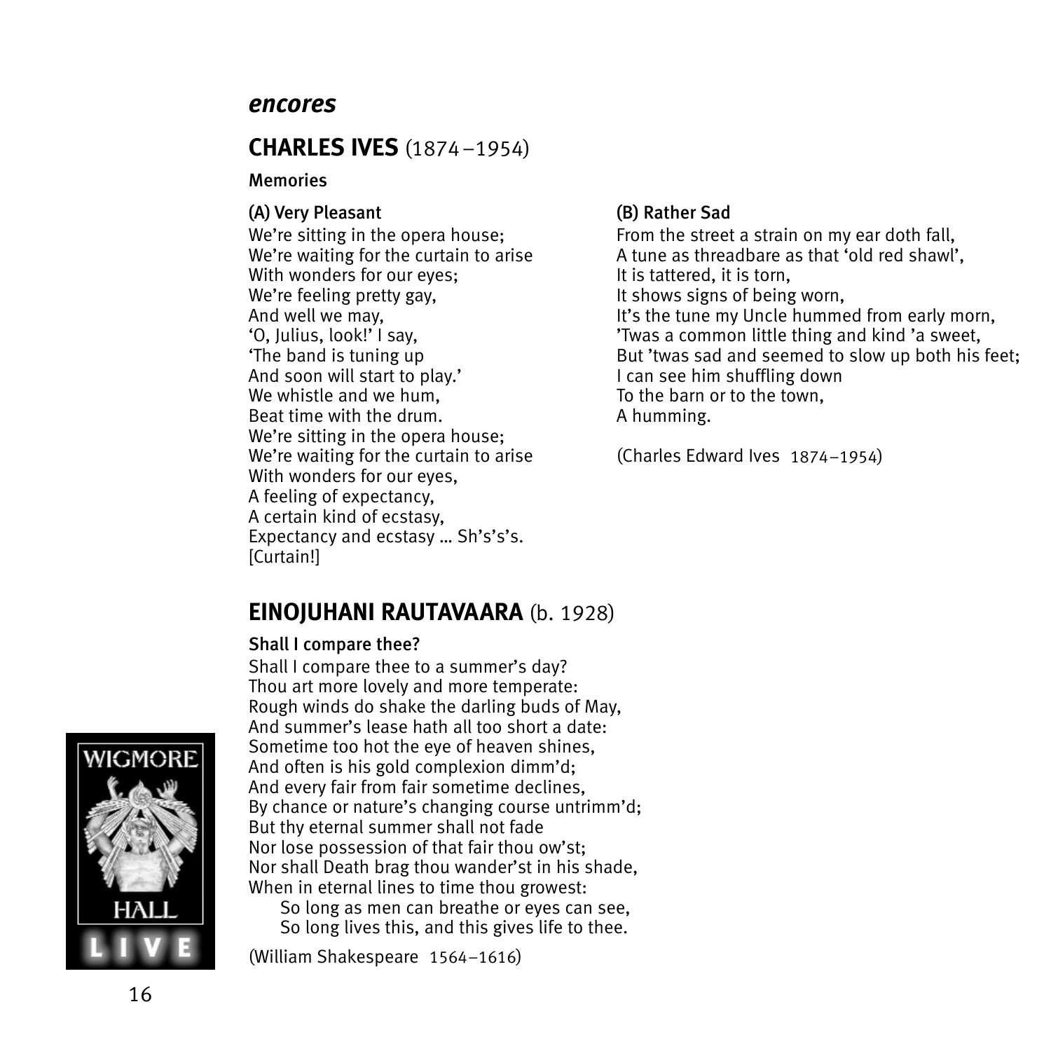## *encores*

## **CHARLES IVES** (1874 –1954)

**Memories**

**(A) Very Pleasant**

We're sitting in the opera house;
We're waiting for the curtain to arise
With wonders for our eyes;
We're feeling pretty gay,
And well we may,
'O, Julius, look!' I say,
'The band is tuning up
And soon will start to play.'
We whistle and we hum,
Beat time with the drum.
We're sitting in the opera house;
We're waiting for the curtain to arise
With wonders for our eyes,
A feeling of expectancy,
A certain kind of ecstasy,
Expectancy and ecstasy … Sh's's's.
[Curtain!]

**(B) Rather Sad**

From the street a strain on my ear doth fall,
A tune as threadbare as that 'old red shawl',
It is tattered, it is torn,
It shows signs of being worn,
It's the tune my Uncle hummed from early morn,
'Twas a common little thing and kind 'a sweet,
But 'twas sad and seemed to slow up both his feet;
I can see him shuffling down
To the barn or to the town,
A humming.

(Charles Edward Ives 1874–1954)

## **EINOJUHANI RAUTAVAARA** (b. 1928)

**Shall I compare thee?**

Shall I compare thee to a summer's day?
Thou art more lovely and more temperate:
Rough winds do shake the darling buds of May,
And summer's lease hath all too short a date:
Sometime too hot the eye of heaven shines,
And often is his gold complexion dimm'd;
And every fair from fair sometime declines,
By chance or nature's changing course untrimm'd;
But thy eternal summer shall not fade
Nor lose possession of that fair thou ow'st;
Nor shall Death brag thou wander'st in his shade,
When in eternal lines to time thou growest:
So long as men can breathe or eyes can see,
So long lives this, and this gives life to thee.

(William Shakespeare 1564–1616)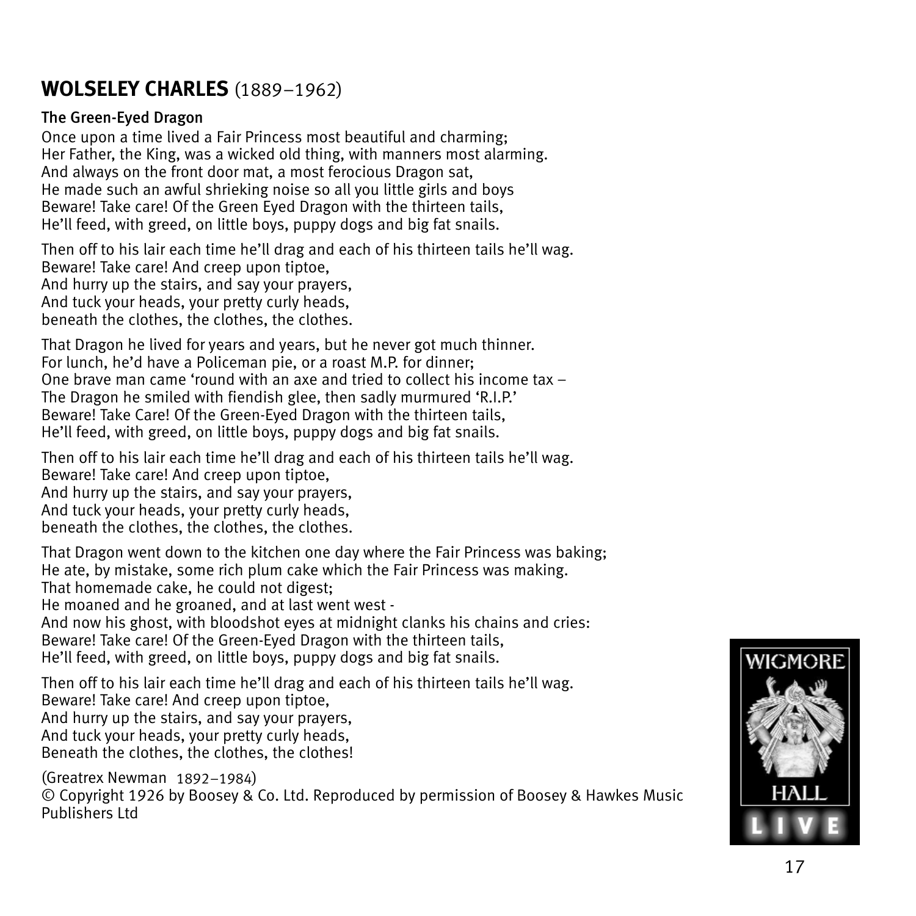## **WOLSELEY CHARLES** (1889–1962)

**The Green-Eyed Dragon**

Once upon a time lived a Fair Princess most beautiful and charming;
Her Father, the King, was a wicked old thing, with manners most alarming.
And always on the front door mat, a most ferocious Dragon sat,
He made such an awful shrieking noise so all you little girls and boys
Beware! Take care! Of the Green Eyed Dragon with the thirteen tails,
He'll feed, with greed, on little boys, puppy dogs and big fat snails.

Then off to his lair each time he'll drag and each of his thirteen tails he'll wag.
Beware! Take care! And creep upon tiptoe,
And hurry up the stairs, and say your prayers,
And tuck your heads, your pretty curly heads,
beneath the clothes, the clothes, the clothes.

That Dragon he lived for years and years, but he never got much thinner.
For lunch, he'd have a Policeman pie, or a roast M.P. for dinner;
One brave man came 'round with an axe and tried to collect his income tax –
The Dragon he smiled with fiendish glee, then sadly murmured 'R.I.P.'
Beware! Take Care! Of the Green-Eyed Dragon with the thirteen tails,
He'll feed, with greed, on little boys, puppy dogs and big fat snails.

Then off to his lair each time he'll drag and each of his thirteen tails he'll wag.
Beware! Take care! And creep upon tiptoe,
And hurry up the stairs, and say your prayers,
And tuck your heads, your pretty curly heads,
beneath the clothes, the clothes, the clothes.

That Dragon went down to the kitchen one day where the Fair Princess was baking;
He ate, by mistake, some rich plum cake which the Fair Princess was making.
That homemade cake, he could not digest;
He moaned and he groaned, and at last went west -
And now his ghost, with bloodshot eyes at midnight clanks his chains and cries:
Beware! Take care! Of the Green-Eyed Dragon with the thirteen tails,
He'll feed, with greed, on little boys, puppy dogs and big fat snails.

Then off to his lair each time he'll drag and each of his thirteen tails he'll wag.
Beware! Take care! And creep upon tiptoe,
And hurry up the stairs, and say your prayers,
And tuck your heads, your pretty curly heads,
Beneath the clothes, the clothes, the clothes!

(Greatrex Newman 1892–1984)
© Copyright 1926 by Boosey & Co. Ltd. Reproduced by permission of Boosey & Hawkes Music Publishers Ltd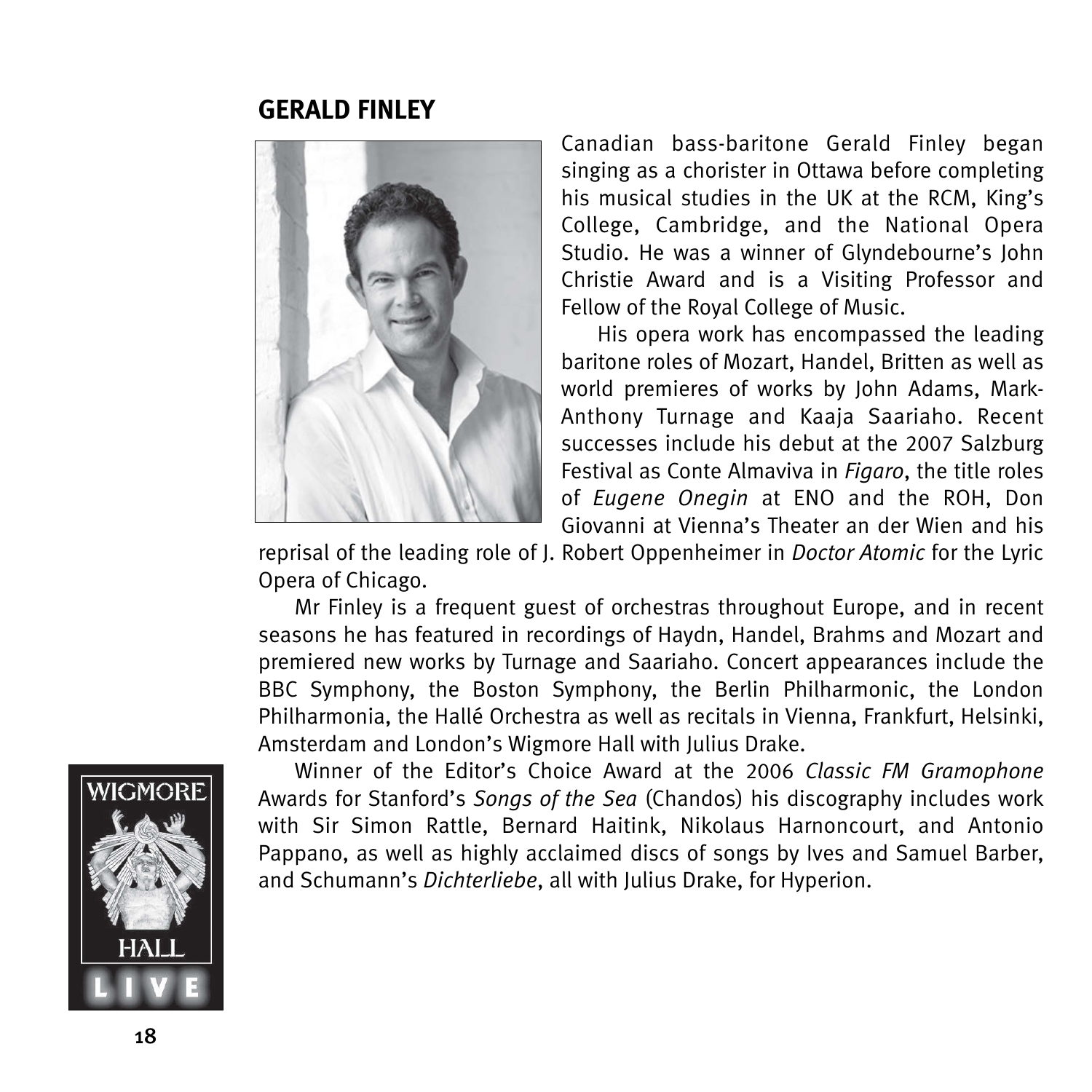## GERALD FINLEY

Canadian bass-baritone Gerald Finley began singing as a chorister in Ottawa before completing his musical studies in the UK at the RCM, King's College, Cambridge, and the National Opera Studio. He was a winner of Glyndebourne's John Christie Award and is a Visiting Professor and Fellow of the Royal College of Music.

His opera work has encompassed the leading baritone roles of Mozart, Handel, Britten as well as world premieres of works by John Adams, Mark-Anthony Turnage and Kaaja Saariaho. Recent successes include his debut at the 2007 Salzburg Festival as Conte Almaviva in *Figaro*, the title roles of *Eugene Onegin* at ENO and the ROH, Don Giovanni at Vienna's Theater an der Wien and his reprisal of the leading role of J. Robert Oppenheimer in *Doctor Atomic* for the Lyric Opera of Chicago.

Mr Finley is a frequent guest of orchestras throughout Europe, and in recent seasons he has featured in recordings of Haydn, Handel, Brahms and Mozart and premiered new works by Turnage and Saariaho. Concert appearances include the BBC Symphony, the Boston Symphony, the Berlin Philharmonic, the London Philharmonia, the Hallé Orchestra as well as recitals in Vienna, Frankfurt, Helsinki, Amsterdam and London's Wigmore Hall with Julius Drake.

Winner of the Editor's Choice Award at the 2006 *Classic FM Gramophone* Awards for Stanford's *Songs of the Sea* (Chandos) his discography includes work with Sir Simon Rattle, Bernard Haitink, Nikolaus Harnoncourt, and Antonio Pappano, as well as highly acclaimed discs of songs by Ives and Samuel Barber, and Schumann's *Dichterliebe*, all with Julius Drake, for Hyperion.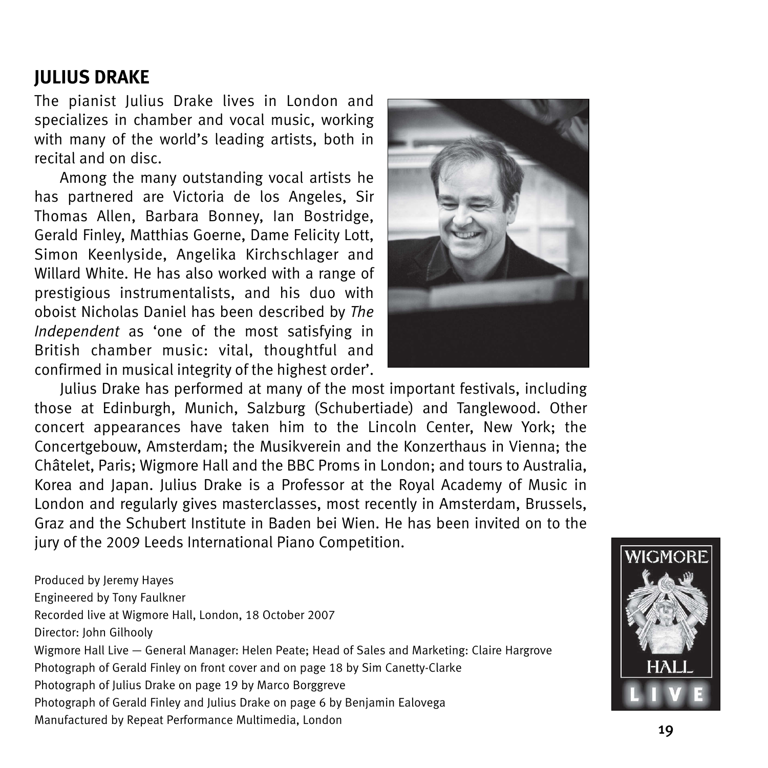## JULIUS DRAKE

The pianist Julius Drake lives in London and specializes in chamber and vocal music, working with many of the world's leading artists, both in recital and on disc.

Among the many outstanding vocal artists he has partnered are Victoria de los Angeles, Sir Thomas Allen, Barbara Bonney, Ian Bostridge, Gerald Finley, Matthias Goerne, Dame Felicity Lott, Simon Keenlyside, Angelika Kirchschlager and Willard White. He has also worked with a range of prestigious instrumentalists, and his duo with oboist Nicholas Daniel has been described by *The Independent* as 'one of the most satisfying in British chamber music: vital, thoughtful and confirmed in musical integrity of the highest order'.

Julius Drake has performed at many of the most important festivals, including those at Edinburgh, Munich, Salzburg (Schubertiade) and Tanglewood. Other concert appearances have taken him to the Lincoln Center, New York; the Concertgebouw, Amsterdam; the Musikverein and the Konzerthaus in Vienna; the Châtelet, Paris; Wigmore Hall and the BBC Proms in London; and tours to Australia, Korea and Japan. Julius Drake is a Professor at the Royal Academy of Music in London and regularly gives masterclasses, most recently in Amsterdam, Brussels, Graz and the Schubert Institute in Baden bei Wien. He has been invited on to the jury of the 2009 Leeds International Piano Competition.

Produced by Jeremy Hayes
Engineered by Tony Faulkner
Recorded live at Wigmore Hall, London, 18 October 2007
Director: John Gilhooly
Wigmore Hall Live — General Manager: Helen Peate; Head of Sales and Marketing: Claire Hargrove
Photograph of Gerald Finley on front cover and on page 18 by Sim Canetty-Clarke
Photograph of Julius Drake on page 19 by Marco Borggreve
Photograph of Gerald Finley and Julius Drake on page 6 by Benjamin Ealovega
Manufactured by Repeat Performance Multimedia, London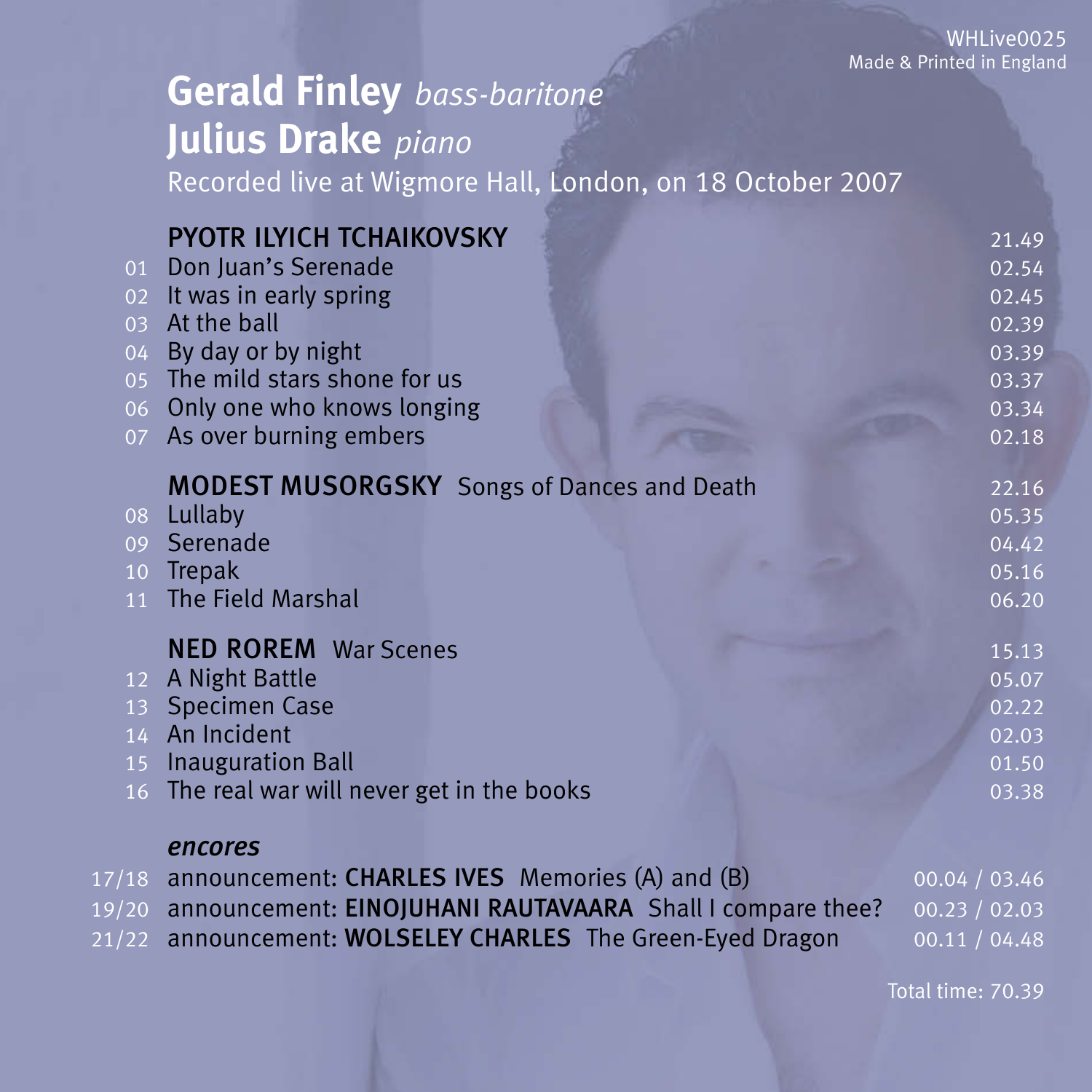WHLive0025
Made & Printed in England

# Gerald Finley *bass-baritone*
# Julius Drake *piano*

Recorded live at Wigmore Hall, London, on 18 October 2007

| | | |
|---|---|---|
| | **PYOTR ILYICH TCHAIKOVSKY** | 21.49 |
| 01 | Don Juan's Serenade | 02.54 |
| 02 | It was in early spring | 02.45 |
| 03 | At the ball | 02.39 |
| 04 | By day or by night | 03.39 |
| 05 | The mild stars shone for us | 03.37 |
| 06 | Only one who knows longing | 03.34 |
| 07 | As over burning embers | 02.18 |
| | **MODEST MUSORGSKY** Songs of Dances and Death | 22.16 |
| 08 | Lullaby | 05.35 |
| 09 | Serenade | 04.42 |
| 10 | Trepak | 05.16 |
| 11 | The Field Marshal | 06.20 |
| | **NED ROREM** War Scenes | 15.13 |
| 12 | A Night Battle | 05.07 |
| 13 | Specimen Case | 02.22 |
| 14 | An Incident | 02.03 |
| 15 | Inauguration Ball | 01.50 |
| 16 | The real war will never get in the books | 03.38 |
| | ***encores*** | |
| 17/18 | announcement: **CHARLES IVES** Memories (A) and (B) | 00.04 / 03.46 |
| 19/20 | announcement: **EINOJUHANI RAUTAVAARA** Shall I compare thee? | 00.23 / 02.03 |
| 21/22 | announcement: **WOLSELEY CHARLES** The Green-Eyed Dragon | 00.11 / 04.48 |

Total time: 70.39